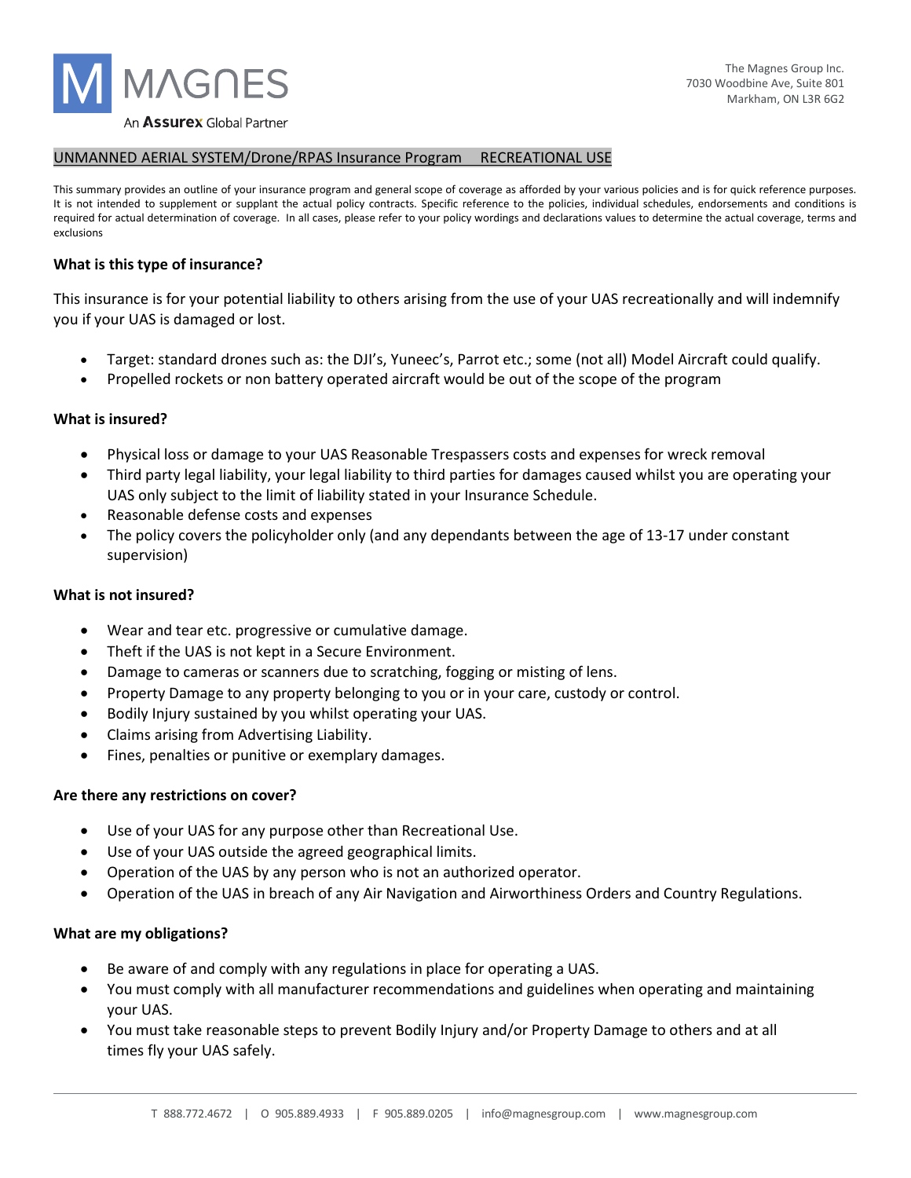MAGNES

An Assurex Global Partner

The Magnes Group Inc.
7030 Woodbine Ave, Suite 801
Markham, ON L3R 6G2

UNMANNED AERIAL SYSTEM/Drone/RPAS Insurance Program RECREATIONAL USE

This summary provides an outline of your insurance program and general scope of coverage as afforded by your various policies and is for quick reference purposes. It is not intended to supplement or supplant the actual policy contracts. Specific reference to the policies, individual schedules, endorsements and conditions is required for actual determination of coverage. In all cases, please refer to your policy wordings and declarations values to determine the actual coverage, terms and exclusions

### What is this type of insurance?

This insurance is for your potential liability to others arising from the use of your UAS recreationally and will indemnify you if your UAS is damaged or lost.

- Target: standard drones such as: the DJI's, Yuneec's, Parrot etc.; some (not all) Model Aircraft could qualify.
- Propelled rockets or non battery operated aircraft would be out of the scope of the program

### What is insured?

- Physical loss or damage to your UAS Reasonable Trespassers costs and expenses for wreck removal
- Third party legal liability, your legal liability to third parties for damages caused whilst you are operating your UAS only subject to the limit of liability stated in your Insurance Schedule.
- Reasonable defense costs and expenses
- The policy covers the policyholder only (and any dependants between the age of 13-17 under constant supervision)

### What is not insured?

- Wear and tear etc. progressive or cumulative damage.
- Theft if the UAS is not kept in a Secure Environment.
- Damage to cameras or scanners due to scratching, fogging or misting of lens.
- Property Damage to any property belonging to you or in your care, custody or control.
- Bodily Injury sustained by you whilst operating your UAS.
- Claims arising from Advertising Liability.
- Fines, penalties or punitive or exemplary damages.

### Are there any restrictions on cover?

- Use of your UAS for any purpose other than Recreational Use.
- Use of your UAS outside the agreed geographical limits.
- Operation of the UAS by any person who is not an authorized operator.
- Operation of the UAS in breach of any Air Navigation and Airworthiness Orders and Country Regulations.

### What are my obligations?

- Be aware of and comply with any regulations in place for operating a UAS.
- You must comply with all manufacturer recommendations and guidelines when operating and maintaining your UAS.
- You must take reasonable steps to prevent Bodily Injury and/or Property Damage to others and at all times fly your UAS safely.

T 888.772.4672 | O 905.889.4933 | F 905.889.0205 | info@magnesgroup.com | www.magnesgroup.com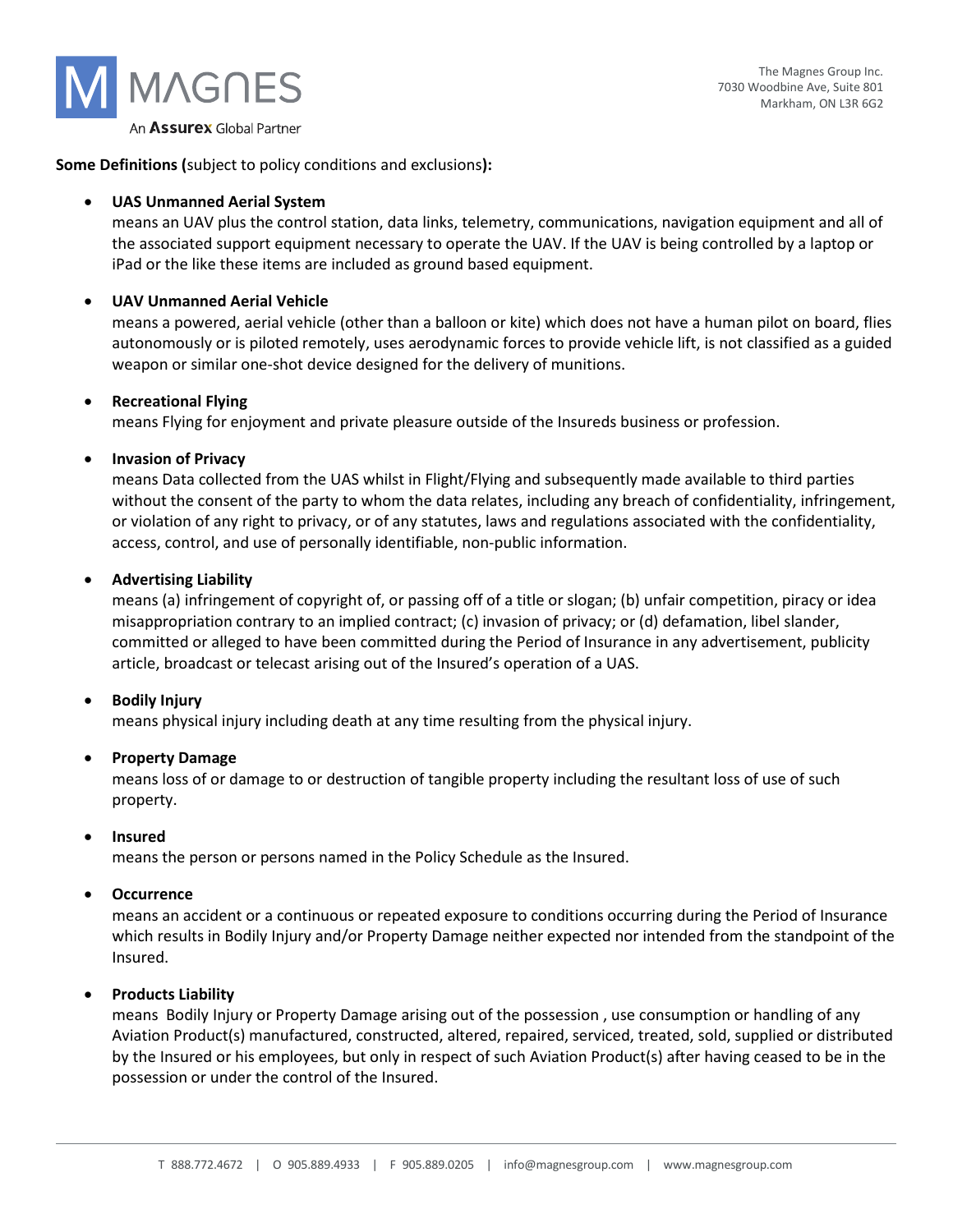**Some Definitions (**subject to policy conditions and exclusions**):**

- **UAS Unmanned Aerial System**
  means an UAV plus the control station, data links, telemetry, communications, navigation equipment and all of the associated support equipment necessary to operate the UAV. If the UAV is being controlled by a laptop or iPad or the like these items are included as ground based equipment.

- **UAV Unmanned Aerial Vehicle**
  means a powered, aerial vehicle (other than a balloon or kite) which does not have a human pilot on board, flies autonomously or is piloted remotely, uses aerodynamic forces to provide vehicle lift, is not classified as a guided weapon or similar one-shot device designed for the delivery of munitions.

- **Recreational Flying**
  means Flying for enjoyment and private pleasure outside of the Insureds business or profession.

- **Invasion of Privacy**
  means Data collected from the UAS whilst in Flight/Flying and subsequently made available to third parties without the consent of the party to whom the data relates, including any breach of confidentiality, infringement, or violation of any right to privacy, or of any statutes, laws and regulations associated with the confidentiality, access, control, and use of personally identifiable, non-public information.

- **Advertising Liability**
  means (a) infringement of copyright of, or passing off of a title or slogan; (b) unfair competition, piracy or idea misappropriation contrary to an implied contract; (c) invasion of privacy; or (d) defamation, libel slander, committed or alleged to have been committed during the Period of Insurance in any advertisement, publicity article, broadcast or telecast arising out of the Insured's operation of a UAS.

- **Bodily Injury**
  means physical injury including death at any time resulting from the physical injury.

- **Property Damage**
  means loss of or damage to or destruction of tangible property including the resultant loss of use of such property.

- **Insured**
  means the person or persons named in the Policy Schedule as the Insured.

- **Occurrence**
  means an accident or a continuous or repeated exposure to conditions occurring during the Period of Insurance which results in Bodily Injury and/or Property Damage neither expected nor intended from the standpoint of the Insured.

- **Products Liability**
  means Bodily Injury or Property Damage arising out of the possession , use consumption or handling of any Aviation Product(s) manufactured, constructed, altered, repaired, serviced, treated, sold, supplied or distributed by the Insured or his employees, but only in respect of such Aviation Product(s) after having ceased to be in the possession or under the control of the Insured.